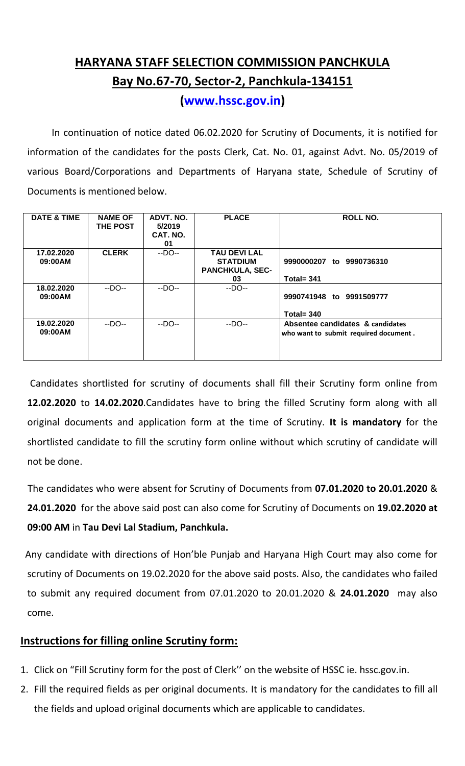# HARYANA STAFF SELECTION COMMISSION PANCHKULA

## Bay No.67-70, Sector-2, Panchkula-134151

### (www.hssc.gov.in)

In continuation of notice dated 06.02.2020 for Scrutiny of Documents, it is notified for information of the candidates for the posts Clerk, Cat. No. 01, against Advt. No. 05/2019 of various Board/Corporations and Departments of Haryana state, Schedule of Scrutiny of Documents is mentioned below.

| DATE & TIME | NAME OF THE POST | ADVT. NO. 5/2019 CAT. NO. 01 | PLACE | ROLL NO. |
|---|---|---|---|---|
| 17.02.2020 09:00AM | CLERK | --DO-- | TAU DEVI LAL STATDIUM PANCHKULA, SEC-03 | 9990000207 to 9990736310<br>Total= 341 |
| 18.02.2020 09:00AM | --DO-- | --DO-- | --DO-- | 9990741948 to 9991509777<br>Total= 340 |
| 19.02.2020 09:00AM | --DO-- | --DO-- | --DO-- | Absentee candidates & candidates who want to submit required document . |

Candidates shortlisted for scrutiny of documents shall fill their Scrutiny form online from **12.02.2020** to **14.02.2020**.Candidates have to bring the filled Scrutiny form along with all original documents and application form at the time of Scrutiny. **It is mandatory** for the shortlisted candidate to fill the scrutiny form online without which scrutiny of candidate will not be done.

The candidates who were absent for Scrutiny of Documents from **07.01.2020 to 20.01.2020** & **24.01.2020** for the above said post can also come for Scrutiny of Documents on **19.02.2020 at 09:00 AM** in **Tau Devi Lal Stadium, Panchkula.**

Any candidate with directions of Hon'ble Punjab and Haryana High Court may also come for scrutiny of Documents on 19.02.2020 for the above said posts. Also, the candidates who failed to submit any required document from 07.01.2020 to 20.01.2020 & **24.01.2020** may also come.

## Instructions for filling online Scrutiny form:

1. Click on "Fill Scrutiny form for the post of Clerk'' on the website of HSSC ie. hssc.gov.in.
2. Fill the required fields as per original documents. It is mandatory for the candidates to fill all the fields and upload original documents which are applicable to candidates.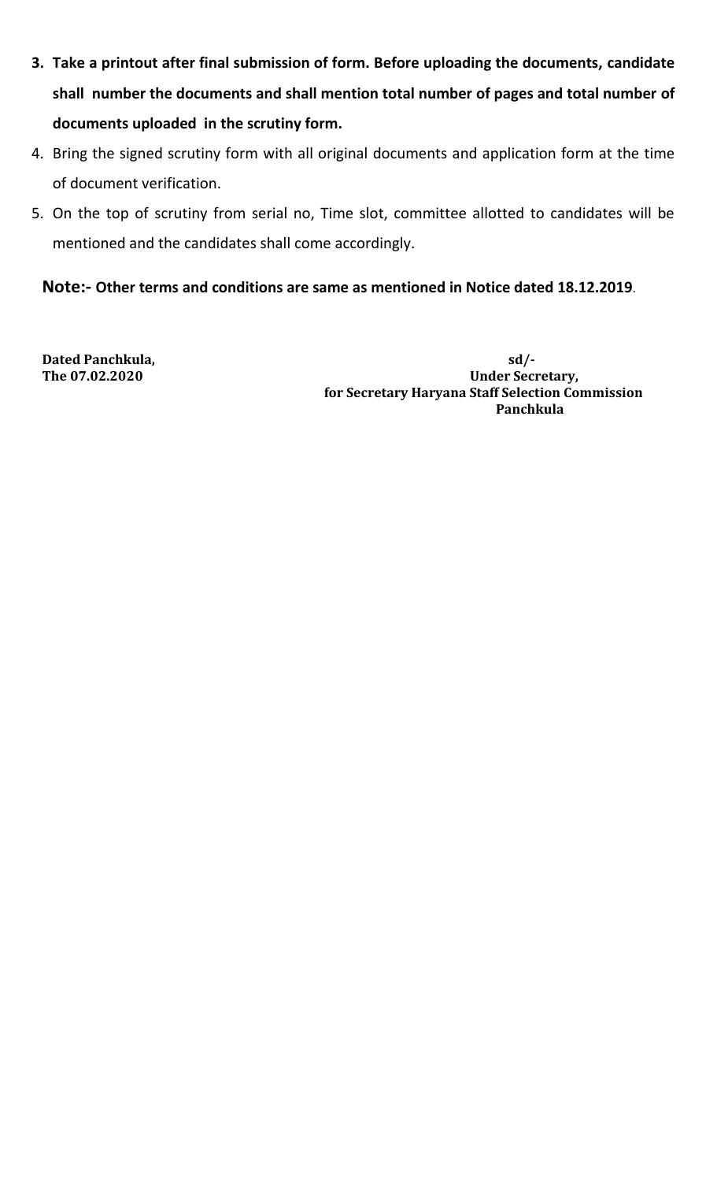3. **Take a printout after final submission of form. Before uploading the documents, candidate shall number the documents and shall mention total number of pages and total number of documents uploaded in the scrutiny form.**
4. Bring the signed scrutiny form with all original documents and application form at the time of document verification.
5. On the top of scrutiny from serial no, Time slot, committee allotted to candidates will be mentioned and the candidates shall come accordingly.

**Note:- Other terms and conditions are same as mentioned in Notice dated 18.12.2019**.

**Dated Panchkula,**
**The 07.02.2020**

**sd/-**
**Under Secretary,**
**for Secretary Haryana Staff Selection Commission**
**Panchkula**